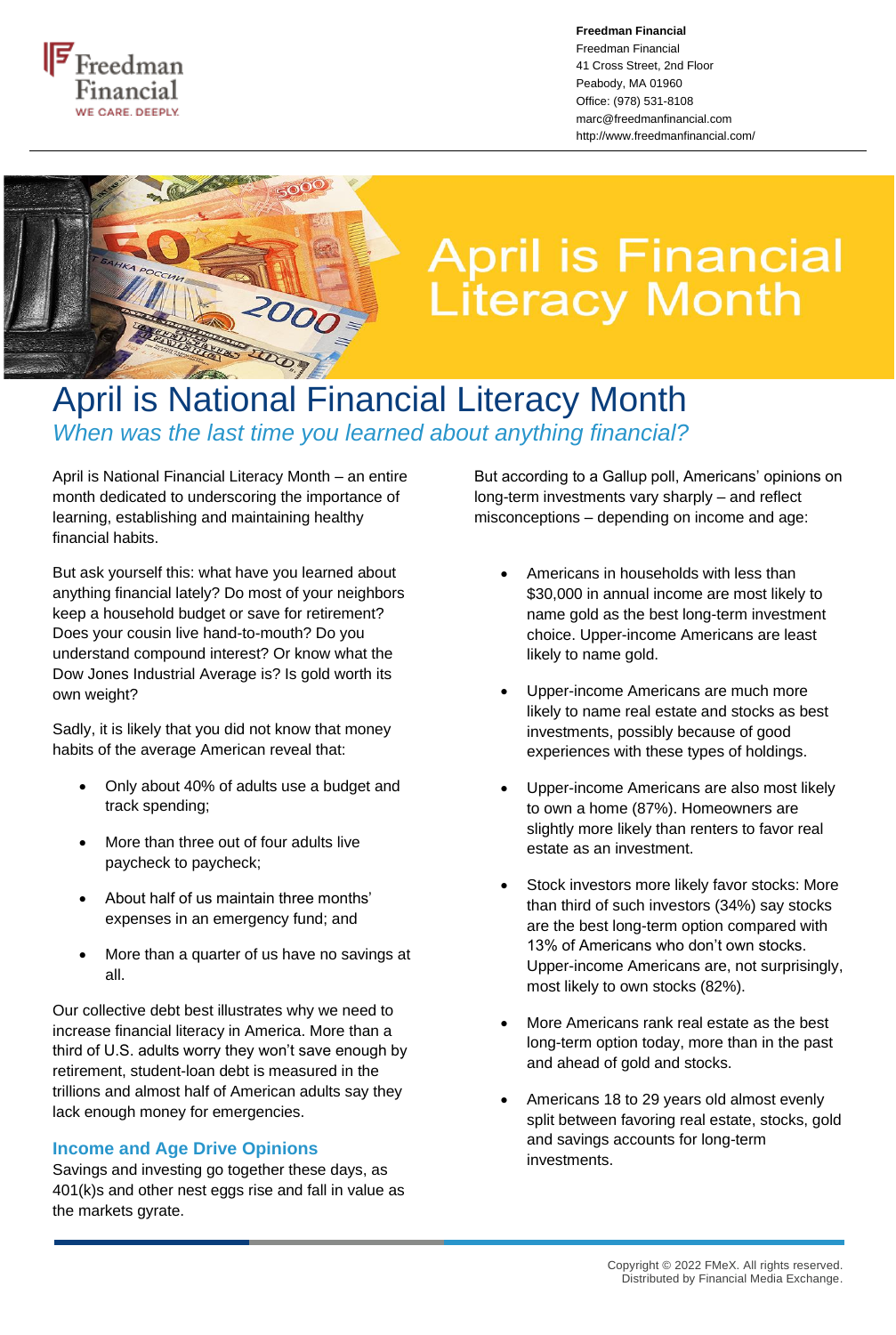**Freedman Financial**
Freedman Financial
41 Cross Street, 2nd Floor
Peabody, MA 01960
Office: (978) 531-8108
marc@freedmanfinancial.com
http://www.freedmanfinancial.com/

April is Financial Literacy Month

# April is National Financial Literacy Month

*When was the last time you learned about anything financial?*

April is National Financial Literacy Month – an entire month dedicated to underscoring the importance of learning, establishing and maintaining healthy financial habits.

But ask yourself this: what have you learned about anything financial lately? Do most of your neighbors keep a household budget or save for retirement? Does your cousin live hand-to-mouth? Do you understand compound interest? Or know what the Dow Jones Industrial Average is? Is gold worth its own weight?

Sadly, it is likely that you did not know that money habits of the average American reveal that:

- Only about 40% of adults use a budget and track spending;
- More than three out of four adults live paycheck to paycheck;
- About half of us maintain three months' expenses in an emergency fund; and
- More than a quarter of us have no savings at all.

Our collective debt best illustrates why we need to increase financial literacy in America. More than a third of U.S. adults worry they won't save enough by retirement, student-loan debt is measured in the trillions and almost half of American adults say they lack enough money for emergencies.

### Income and Age Drive Opinions

Savings and investing go together these days, as 401(k)s and other nest eggs rise and fall in value as the markets gyrate.

But according to a Gallup poll, Americans' opinions on long-term investments vary sharply – and reflect misconceptions – depending on income and age:

- Americans in households with less than $30,000 in annual income are most likely to name gold as the best long-term investment choice. Upper-income Americans are least likely to name gold.
- Upper-income Americans are much more likely to name real estate and stocks as best investments, possibly because of good experiences with these types of holdings.
- Upper-income Americans are also most likely to own a home (87%). Homeowners are slightly more likely than renters to favor real estate as an investment.
- Stock investors more likely favor stocks: More than third of such investors (34%) say stocks are the best long-term option compared with 13% of Americans who don't own stocks. Upper-income Americans are, not surprisingly, most likely to own stocks (82%).
- More Americans rank real estate as the best long-term option today, more than in the past and ahead of gold and stocks.
- Americans 18 to 29 years old almost evenly split between favoring real estate, stocks, gold and savings accounts for long-term investments.

Copyright © 2022 FMeX. All rights reserved.
Distributed by Financial Media Exchange.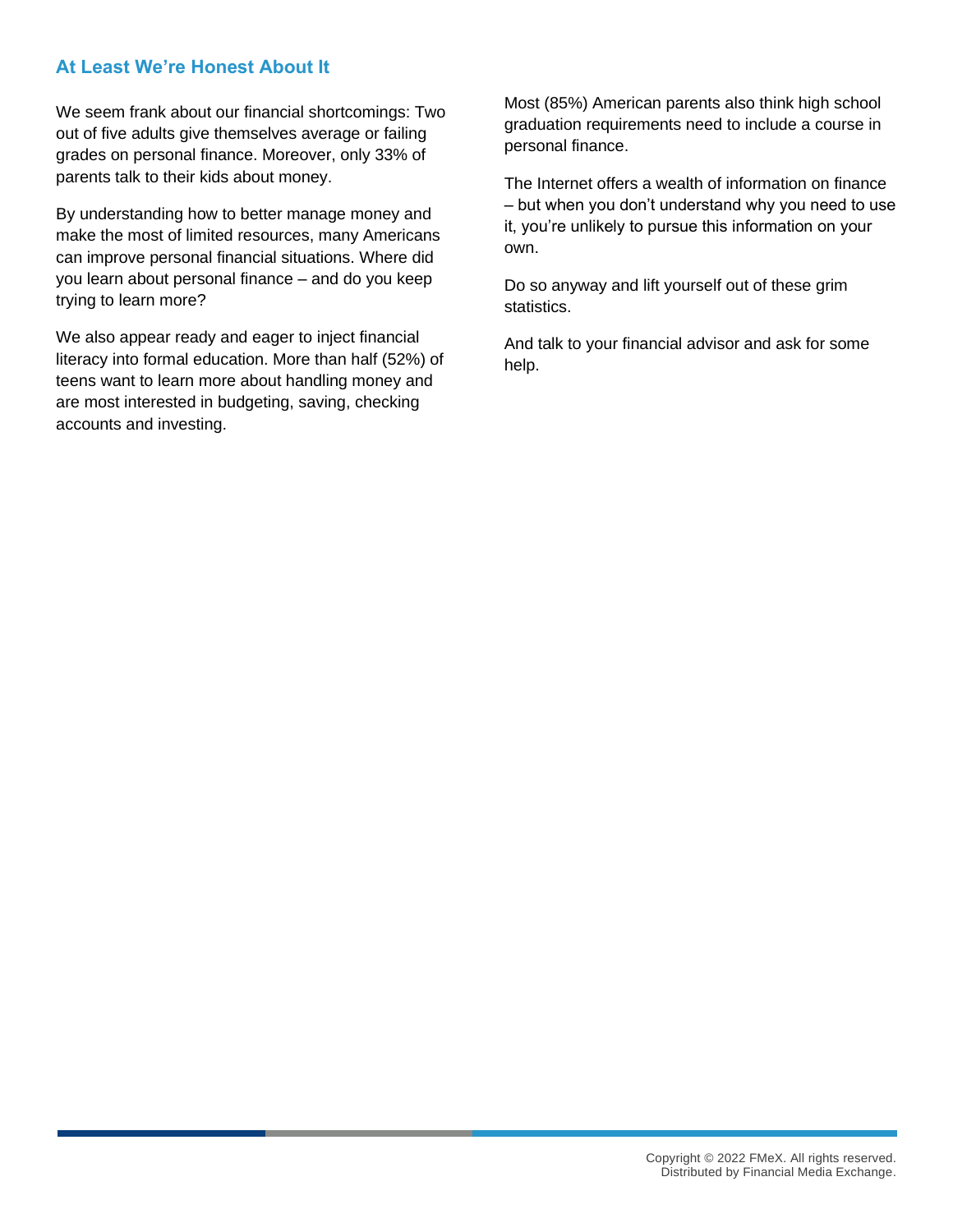## At Least We're Honest About It

We seem frank about our financial shortcomings: Two out of five adults give themselves average or failing grades on personal finance. Moreover, only 33% of parents talk to their kids about money.

By understanding how to better manage money and make the most of limited resources, many Americans can improve personal financial situations. Where did you learn about personal finance – and do you keep trying to learn more?

We also appear ready and eager to inject financial literacy into formal education. More than half (52%) of teens want to learn more about handling money and are most interested in budgeting, saving, checking accounts and investing.

Most (85%) American parents also think high school graduation requirements need to include a course in personal finance.

The Internet offers a wealth of information on finance – but when you don't understand why you need to use it, you're unlikely to pursue this information on your own.

Do so anyway and lift yourself out of these grim statistics.

And talk to your financial advisor and ask for some help.

Copyright © 2022 FMeX. All rights reserved.
Distributed by Financial Media Exchange.